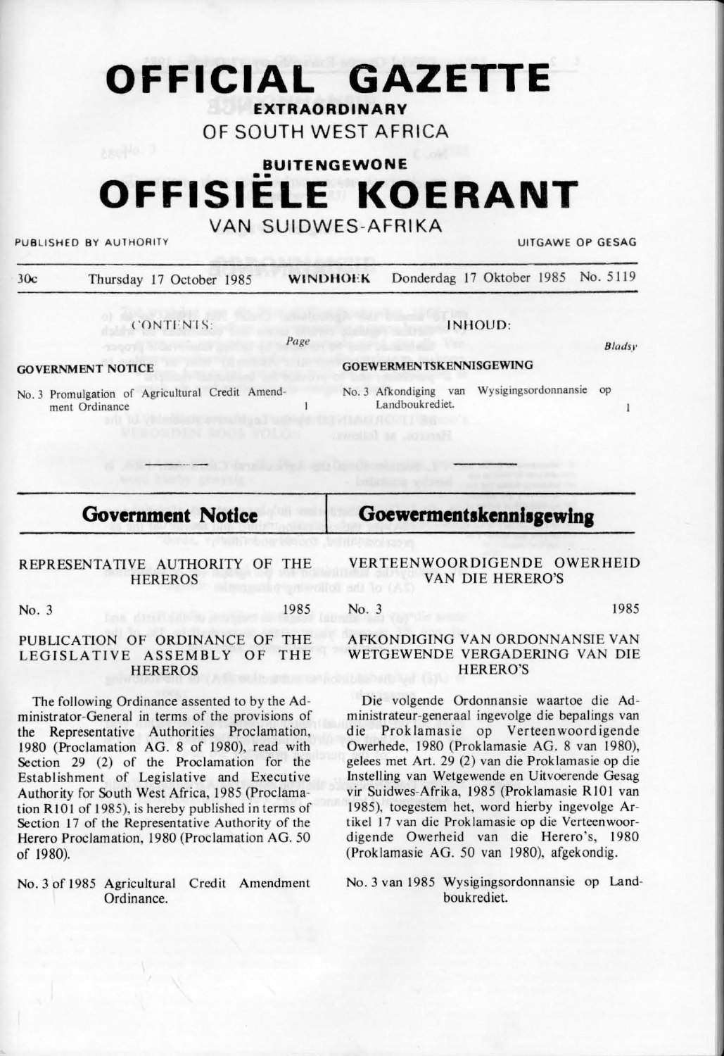# OFFICIAL GAZETTE

**EXTRAORDINARY**

OF SOUTH WEST AFRICA

**BUITENGEWONE**

# OFFISIËLE KOERANT

VAN SUIDWES-AFRIKA

PUBLISHED BY AUTHORITY — UITGAWE OP GESAG

30c — Thursday 17 October 1985 — **WINDHOEK** — Donderdag 17 Oktober 1985 — No. 5119

CONTENTS: *Page*

**GOVERNMENT NOTICE**

No. 3 Promulgation of Agricultural Credit Amendment Ordinance ... 1

INHOUD: *Bladsy*

**GOEWERMENTSKENNISGEWING**

No. 3 Afkondiging van Wysigingsordonnansie op Landboukrediet. ... 1

## Government Notice

REPRESENTATIVE AUTHORITY OF THE HEREROS

No. 3 — 1985

PUBLICATION OF ORDINANCE OF THE LEGISLATIVE ASSEMBLY OF THE HEREROS

The following Ordinance assented to by the Administrator-General in terms of the provisions of the Representative Authorities Proclamation, 1980 (Proclamation AG. 8 of 1980), read with Section 29 (2) of the Proclamation for the Establishment of Legislative and Executive Authority for South West Africa, 1985 (Proclamation R101 of 1985), is hereby published in terms of Section 17 of the Representative Authority of the Herero Proclamation, 1980 (Proclamation AG. 50 of 1980).

No. 3 of 1985 Agricultural Credit Amendment Ordinance.

## Goewermentskennisgewing

VERTEENWOORDIGENDE OWERHEID VAN DIE HERERO'S

No. 3 — 1985

AFKONDIGING VAN ORDONNANSIE VAN WETGEWENDE VERGADERING VAN DIE HERERO'S

Die volgende Ordonnansie waartoe die Administrateur-generaal ingevolge die bepalings van die Proklamasie op Verteenwoordigende Owerhede, 1980 (Proklamasie AG. 8 van 1980), gelees met Art. 29 (2) van die Proklamasie op die Instelling van Wetgewende en Uitvoerende Gesag vir Suidwes-Afrika, 1985 (Proklamasie R101 van 1985), toegestem het, word hierby ingevolge Artikel 17 van die Proklamasie op die Verteenwoordigende Owerheid van die Herero's, 1980 (Proklamasie AG. 50 van 1980), afgekondig.

No. 3 van 1985 Wysigingsordonnansie op Landboukrediet.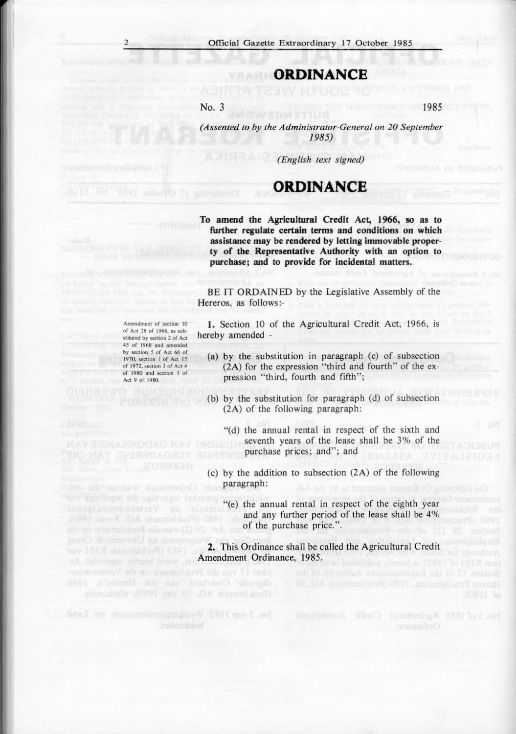# ORDINANCE

No. 3 1985

*(Assented to by the Administrator-General on 20 September 1985)*

*(English text signed)*

# ORDINANCE

**To amend the Agricultural Credit Act, 1966, so as to further regulate certain terms and conditions on which assistance may be rendered by letting immovable property of the Representative Authority with an option to purchase; and to provide for incidental matters.**

BE IT ORDAINED by the Legislative Assembly of the Hereros, as follows:-

Amendment of section 10 of Act 28 of 1966, as substituted by section 2 of Act 45 of 1968 and amended by section 5 of Act 66 of 1970, section 1 of Act 15 of 1972, section 3 of Act 4 of 1980 and section 1 of Act 9 of 1980.

**1.** Section 10 of the Agricultural Credit Act, 1966, is hereby amended -

(a) by the substitution in paragraph (c) of subsection (2A) for the expression "third and fourth" of the expression "third, fourth and fifth";

(b) by the substitution for paragraph (d) of subsection (2A) of the following paragraph:

"(d) the annual rental in respect of the sixth and seventh years of the lease shall be 3% of the purchase price; and"; and

(c) by the addition to subsection (2A) of the following paragraph:

"(e) the annual rental in respect of the eighth year and any further period of the lease shall be 4% of the purchase price.".

**2.** This Ordinance shall be called the Agricultural Credit Amendment Ordinance, 1985.